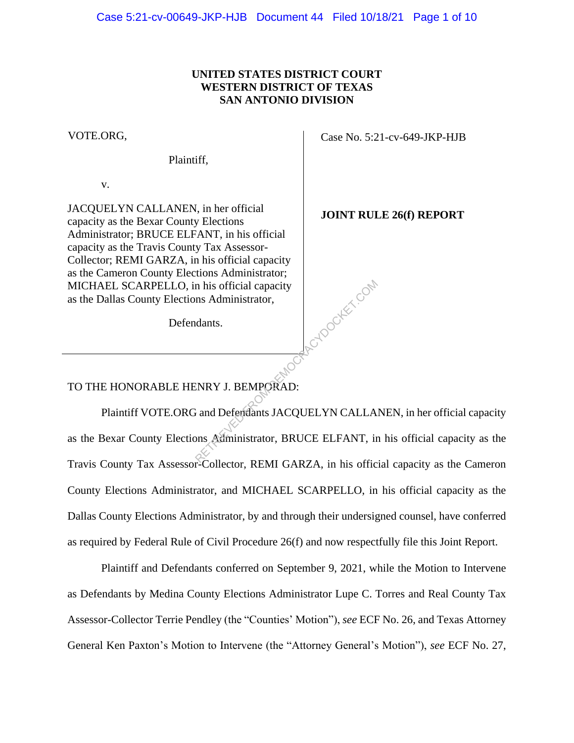**UNITED STATES DISTRICT COURT**
**WESTERN DISTRICT OF TEXAS**
**SAN ANTONIO DIVISION**

VOTE.ORG,

Plaintiff,

v.

JACQUELYN CALLANEN, in her official capacity as the Bexar County Elections Administrator; BRUCE ELFANT, in his official capacity as the Travis County Tax Assessor-Collector; REMI GARZA, in his official capacity as the Cameron County Elections Administrator; MICHAEL SCARPELLO, in his official capacity as the Dallas County Elections Administrator,

Defendants.

Case No. 5:21-cv-649-JKP-HJB

**JOINT RULE 26(f) REPORT**

TO THE HONORABLE HENRY J. BEMPORAD:

Plaintiff VOTE.ORG and Defendants JACQUELYN CALLANEN, in her official capacity as the Bexar County Elections Administrator, BRUCE ELFANT, in his official capacity as the Travis County Tax Assessor-Collector, REMI GARZA, in his official capacity as the Cameron County Elections Administrator, and MICHAEL SCARPELLO, in his official capacity as the Dallas County Elections Administrator, by and through their undersigned counsel, have conferred as required by Federal Rule of Civil Procedure 26(f) and now respectfully file this Joint Report.

Plaintiff and Defendants conferred on September 9, 2021, while the Motion to Intervene as Defendants by Medina County Elections Administrator Lupe C. Torres and Real County Tax Assessor-Collector Terrie Pendley (the "Counties' Motion"), *see* ECF No. 26, and Texas Attorney General Ken Paxton's Motion to Intervene (the "Attorney General's Motion"), *see* ECF No. 27,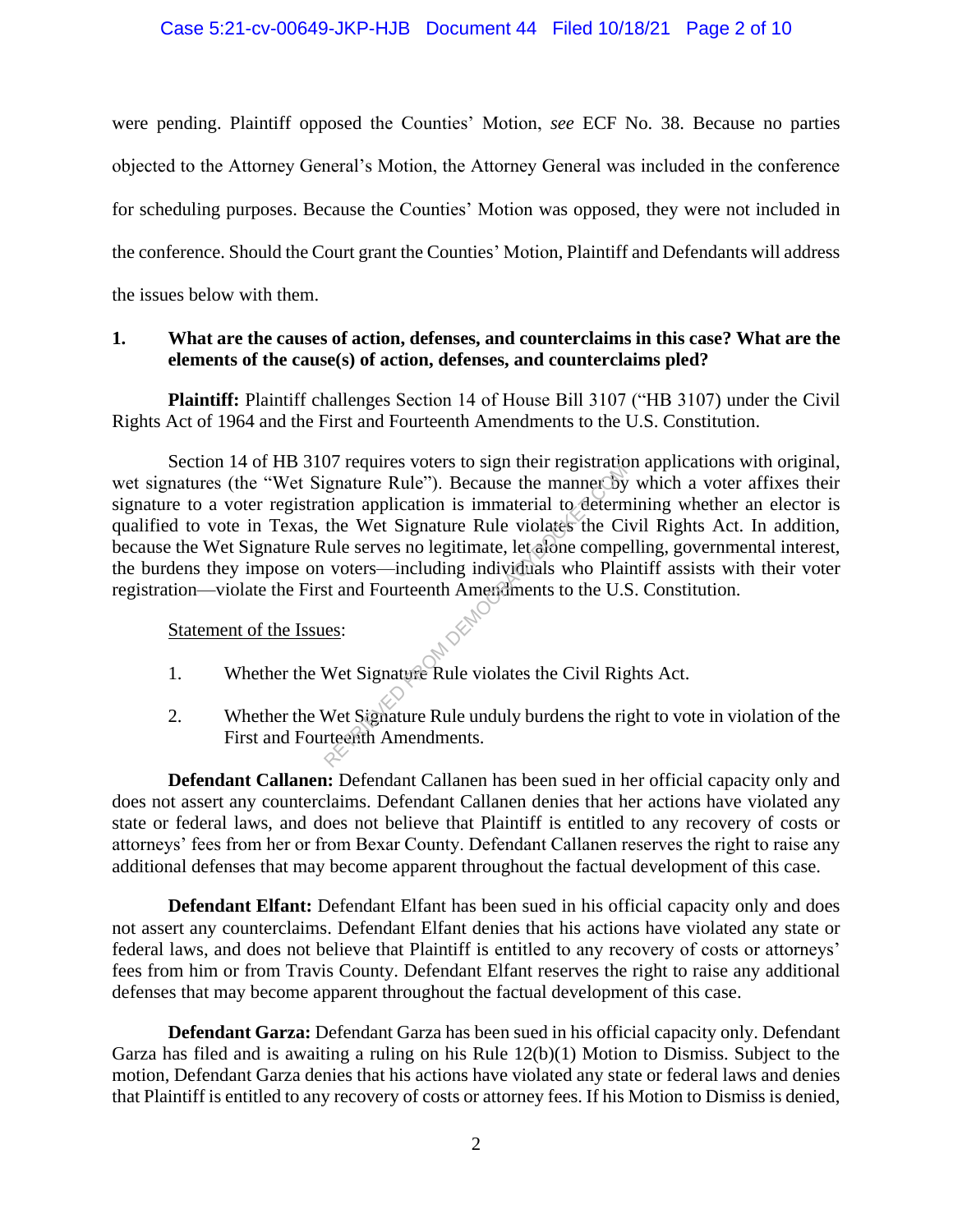were pending. Plaintiff opposed the Counties' Motion, *see* ECF No. 38. Because no parties objected to the Attorney General's Motion, the Attorney General was included in the conference for scheduling purposes. Because the Counties' Motion was opposed, they were not included in the conference. Should the Court grant the Counties' Motion, Plaintiff and Defendants will address the issues below with them.

**1. What are the causes of action, defenses, and counterclaims in this case? What are the elements of the cause(s) of action, defenses, and counterclaims pled?**

**Plaintiff:** Plaintiff challenges Section 14 of House Bill 3107 ("HB 3107) under the Civil Rights Act of 1964 and the First and Fourteenth Amendments to the U.S. Constitution.

Section 14 of HB 3107 requires voters to sign their registration applications with original, wet signatures (the "Wet Signature Rule"). Because the manner by which a voter affixes their signature to a voter registration application is immaterial to determining whether an elector is qualified to vote in Texas, the Wet Signature Rule violates the Civil Rights Act. In addition, because the Wet Signature Rule serves no legitimate, let alone compelling, governmental interest, the burdens they impose on voters—including individuals who Plaintiff assists with their voter registration—violate the First and Fourteenth Amendments to the U.S. Constitution.

Statement of the Issues:

1. Whether the Wet Signature Rule violates the Civil Rights Act.

2. Whether the Wet Signature Rule unduly burdens the right to vote in violation of the First and Fourteenth Amendments.

**Defendant Callanen:** Defendant Callanen has been sued in her official capacity only and does not assert any counterclaims. Defendant Callanen denies that her actions have violated any state or federal laws, and does not believe that Plaintiff is entitled to any recovery of costs or attorneys' fees from her or from Bexar County. Defendant Callanen reserves the right to raise any additional defenses that may become apparent throughout the factual development of this case.

**Defendant Elfant:** Defendant Elfant has been sued in his official capacity only and does not assert any counterclaims. Defendant Elfant denies that his actions have violated any state or federal laws, and does not believe that Plaintiff is entitled to any recovery of costs or attorneys' fees from him or from Travis County. Defendant Elfant reserves the right to raise any additional defenses that may become apparent throughout the factual development of this case.

**Defendant Garza:** Defendant Garza has been sued in his official capacity only. Defendant Garza has filed and is awaiting a ruling on his Rule 12(b)(1) Motion to Dismiss. Subject to the motion, Defendant Garza denies that his actions have violated any state or federal laws and denies that Plaintiff is entitled to any recovery of costs or attorney fees. If his Motion to Dismiss is denied,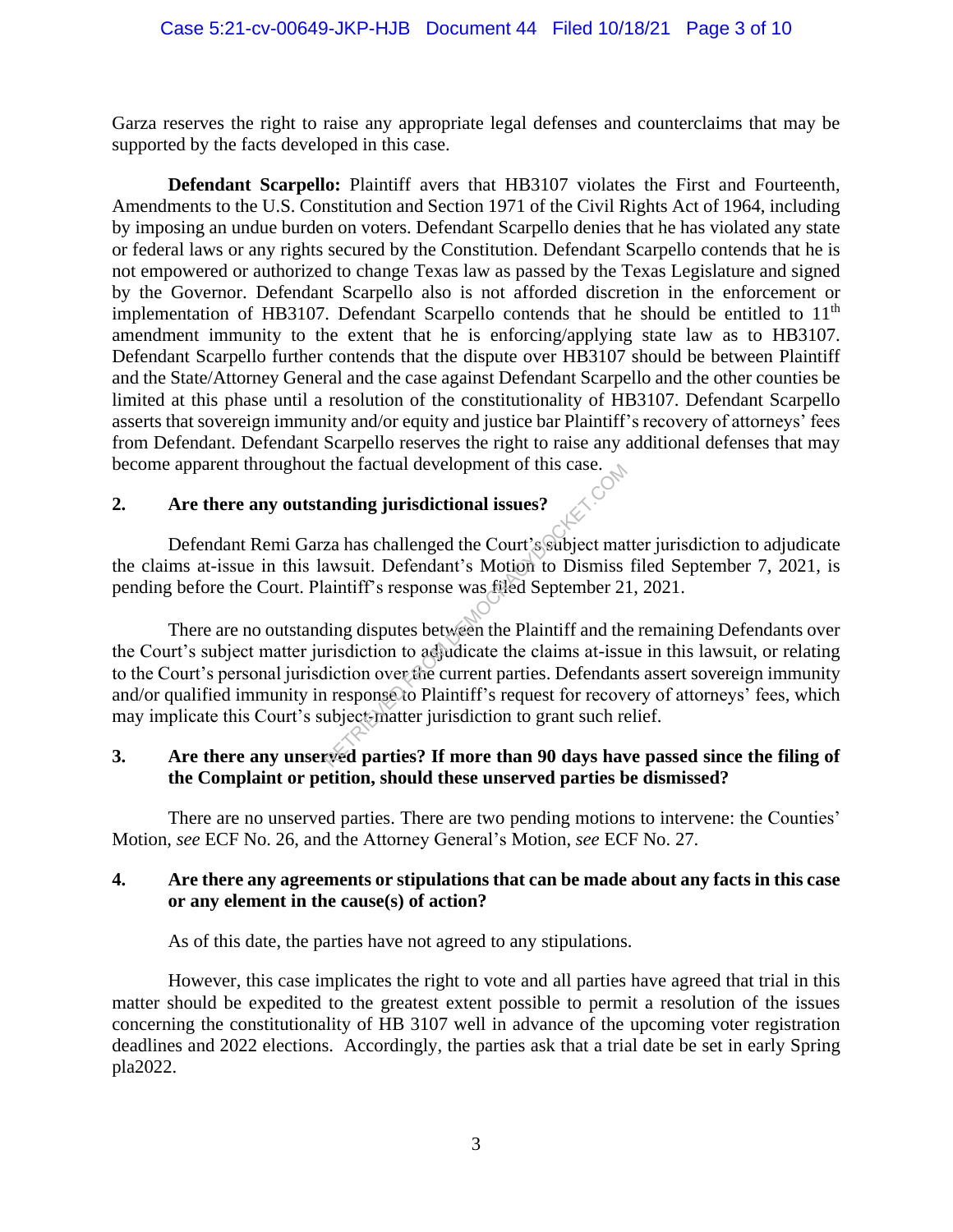Garza reserves the right to raise any appropriate legal defenses and counterclaims that may be supported by the facts developed in this case.

**Defendant Scarpello:** Plaintiff avers that HB3107 violates the First and Fourteenth, Amendments to the U.S. Constitution and Section 1971 of the Civil Rights Act of 1964, including by imposing an undue burden on voters. Defendant Scarpello denies that he has violated any state or federal laws or any rights secured by the Constitution. Defendant Scarpello contends that he is not empowered or authorized to change Texas law as passed by the Texas Legislature and signed by the Governor. Defendant Scarpello also is not afforded discretion in the enforcement or implementation of HB3107. Defendant Scarpello contends that he should be entitled to 11th amendment immunity to the extent that he is enforcing/applying state law as to HB3107. Defendant Scarpello further contends that the dispute over HB3107 should be between Plaintiff and the State/Attorney General and the case against Defendant Scarpello and the other counties be limited at this phase until a resolution of the constitutionality of HB3107. Defendant Scarpello asserts that sovereign immunity and/or equity and justice bar Plaintiff's recovery of attorneys' fees from Defendant. Defendant Scarpello reserves the right to raise any additional defenses that may become apparent throughout the factual development of this case.

## 2. Are there any outstanding jurisdictional issues?

Defendant Remi Garza has challenged the Court's subject matter jurisdiction to adjudicate the claims at-issue in this lawsuit. Defendant's Motion to Dismiss filed September 7, 2021, is pending before the Court. Plaintiff's response was filed September 21, 2021.

There are no outstanding disputes between the Plaintiff and the remaining Defendants over the Court's subject matter jurisdiction to adjudicate the claims at-issue in this lawsuit, or relating to the Court's personal jurisdiction over the current parties. Defendants assert sovereign immunity and/or qualified immunity in response to Plaintiff's request for recovery of attorneys' fees, which may implicate this Court's subject-matter jurisdiction to grant such relief.

## 3. Are there any unserved parties? If more than 90 days have passed since the filing of the Complaint or petition, should these unserved parties be dismissed?

There are no unserved parties. There are two pending motions to intervene: the Counties' Motion, *see* ECF No. 26, and the Attorney General's Motion, *see* ECF No. 27.

## 4. Are there any agreements or stipulations that can be made about any facts in this case or any element in the cause(s) of action?

As of this date, the parties have not agreed to any stipulations.

However, this case implicates the right to vote and all parties have agreed that trial in this matter should be expedited to the greatest extent possible to permit a resolution of the issues concerning the constitutionality of HB 3107 well in advance of the upcoming voter registration deadlines and 2022 elections. Accordingly, the parties ask that a trial date be set in early Spring pla2022.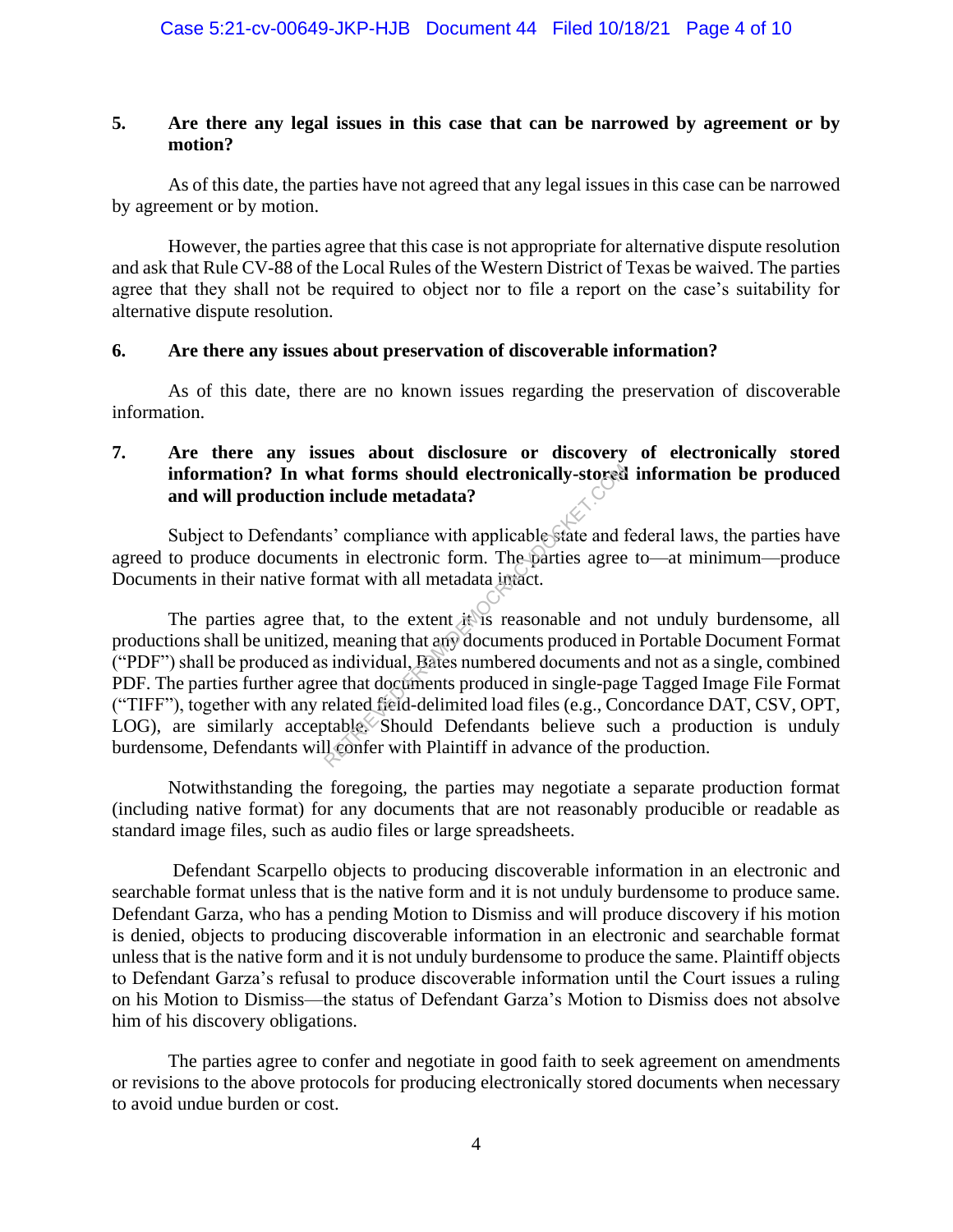**5. Are there any legal issues in this case that can be narrowed by agreement or by motion?**

As of this date, the parties have not agreed that any legal issues in this case can be narrowed by agreement or by motion.

However, the parties agree that this case is not appropriate for alternative dispute resolution and ask that Rule CV-88 of the Local Rules of the Western District of Texas be waived. The parties agree that they shall not be required to object nor to file a report on the case's suitability for alternative dispute resolution.

**6. Are there any issues about preservation of discoverable information?**

As of this date, there are no known issues regarding the preservation of discoverable information.

**7. Are there any issues about disclosure or discovery of electronically stored information? In what forms should electronically-stored information be produced and will production include metadata?**

Subject to Defendants' compliance with applicable state and federal laws, the parties have agreed to produce documents in electronic form. The parties agree to—at minimum—produce Documents in their native format with all metadata intact.

The parties agree that, to the extent it is reasonable and not unduly burdensome, all productions shall be unitized, meaning that any documents produced in Portable Document Format ("PDF") shall be produced as individual, Bates numbered documents and not as a single, combined PDF. The parties further agree that documents produced in single-page Tagged Image File Format ("TIFF"), together with any related field-delimited load files (e.g., Concordance DAT, CSV, OPT, LOG), are similarly acceptable. Should Defendants believe such a production is unduly burdensome, Defendants will confer with Plaintiff in advance of the production.

Notwithstanding the foregoing, the parties may negotiate a separate production format (including native format) for any documents that are not reasonably producible or readable as standard image files, such as audio files or large spreadsheets.

Defendant Scarpello objects to producing discoverable information in an electronic and searchable format unless that is the native form and it is not unduly burdensome to produce same. Defendant Garza, who has a pending Motion to Dismiss and will produce discovery if his motion is denied, objects to producing discoverable information in an electronic and searchable format unless that is the native form and it is not unduly burdensome to produce the same. Plaintiff objects to Defendant Garza's refusal to produce discoverable information until the Court issues a ruling on his Motion to Dismiss—the status of Defendant Garza's Motion to Dismiss does not absolve him of his discovery obligations.

The parties agree to confer and negotiate in good faith to seek agreement on amendments or revisions to the above protocols for producing electronically stored documents when necessary to avoid undue burden or cost.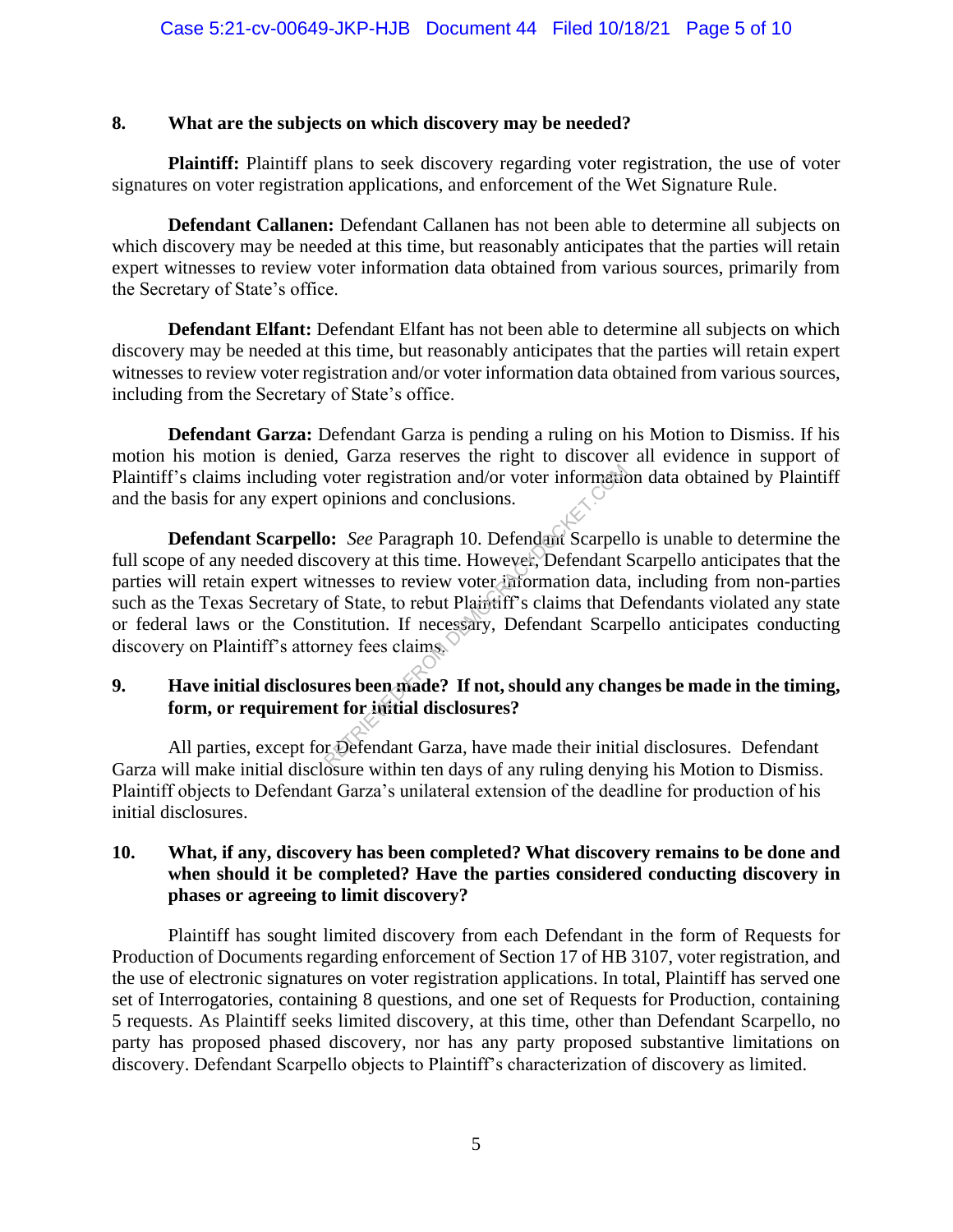**8. What are the subjects on which discovery may be needed?**

**Plaintiff:** Plaintiff plans to seek discovery regarding voter registration, the use of voter signatures on voter registration applications, and enforcement of the Wet Signature Rule.

**Defendant Callanen:** Defendant Callanen has not been able to determine all subjects on which discovery may be needed at this time, but reasonably anticipates that the parties will retain expert witnesses to review voter information data obtained from various sources, primarily from the Secretary of State's office.

**Defendant Elfant:** Defendant Elfant has not been able to determine all subjects on which discovery may be needed at this time, but reasonably anticipates that the parties will retain expert witnesses to review voter registration and/or voter information data obtained from various sources, including from the Secretary of State's office.

**Defendant Garza:** Defendant Garza is pending a ruling on his Motion to Dismiss. If his motion his motion is denied, Garza reserves the right to discover all evidence in support of Plaintiff's claims including voter registration and/or voter information data obtained by Plaintiff and the basis for any expert opinions and conclusions.

**Defendant Scarpello:** *See* Paragraph 10. Defendant Scarpello is unable to determine the full scope of any needed discovery at this time. However, Defendant Scarpello anticipates that the parties will retain expert witnesses to review voter information data, including from non-parties such as the Texas Secretary of State, to rebut Plaintiff's claims that Defendants violated any state or federal laws or the Constitution. If necessary, Defendant Scarpello anticipates conducting discovery on Plaintiff's attorney fees claims.

**9. Have initial disclosures been made? If not, should any changes be made in the timing, form, or requirement for initial disclosures?**

All parties, except for Defendant Garza, have made their initial disclosures. Defendant Garza will make initial disclosure within ten days of any ruling denying his Motion to Dismiss. Plaintiff objects to Defendant Garza's unilateral extension of the deadline for production of his initial disclosures.

**10. What, if any, discovery has been completed? What discovery remains to be done and when should it be completed? Have the parties considered conducting discovery in phases or agreeing to limit discovery?**

Plaintiff has sought limited discovery from each Defendant in the form of Requests for Production of Documents regarding enforcement of Section 17 of HB 3107, voter registration, and the use of electronic signatures on voter registration applications. In total, Plaintiff has served one set of Interrogatories, containing 8 questions, and one set of Requests for Production, containing 5 requests. As Plaintiff seeks limited discovery, at this time, other than Defendant Scarpello, no party has proposed phased discovery, nor has any party proposed substantive limitations on discovery. Defendant Scarpello objects to Plaintiff's characterization of discovery as limited.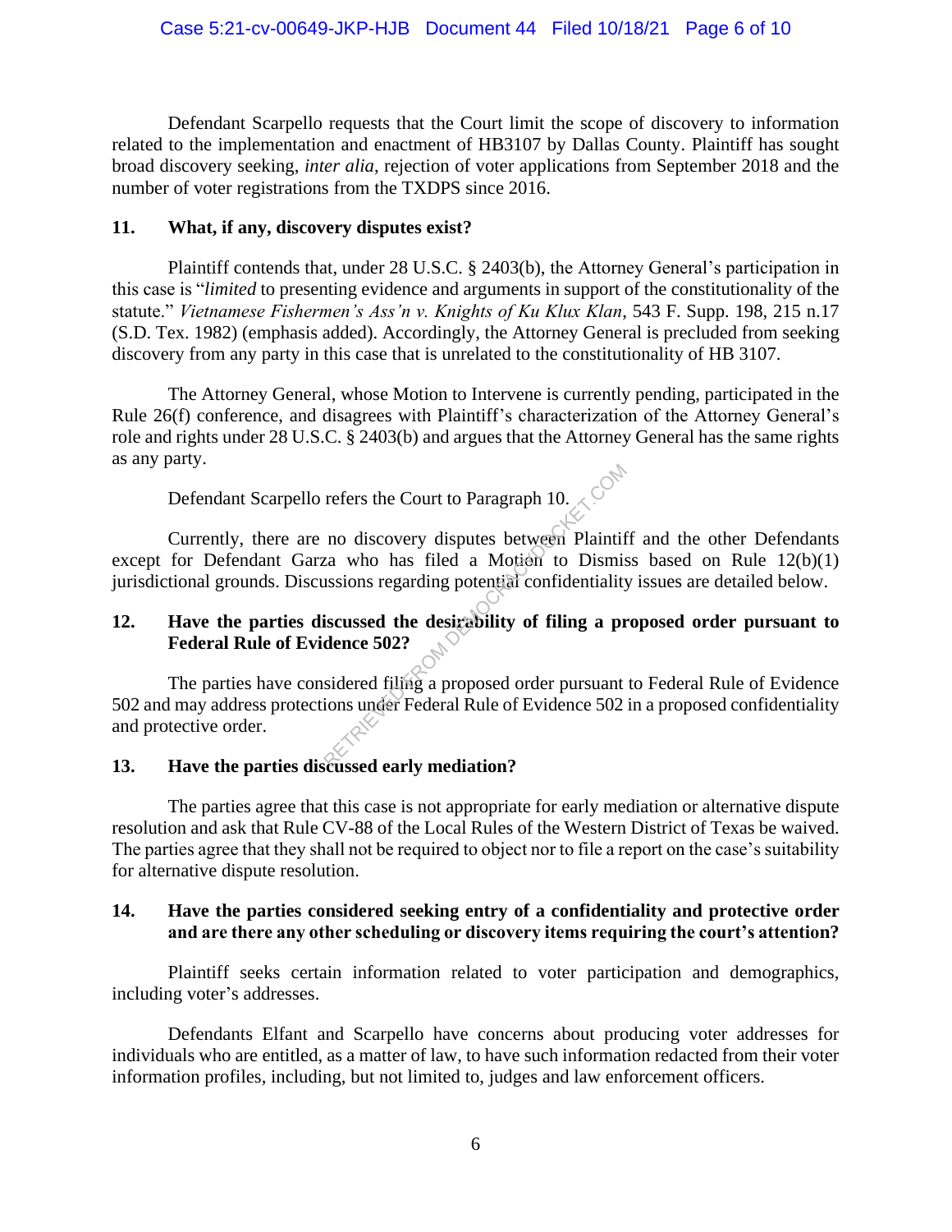Defendant Scarpello requests that the Court limit the scope of discovery to information related to the implementation and enactment of HB3107 by Dallas County. Plaintiff has sought broad discovery seeking, *inter alia*, rejection of voter applications from September 2018 and the number of voter registrations from the TXDPS since 2016.

## 11. What, if any, discovery disputes exist?

Plaintiff contends that, under 28 U.S.C. § 2403(b), the Attorney General's participation in this case is "*limited* to presenting evidence and arguments in support of the constitutionality of the statute." *Vietnamese Fishermen's Ass'n v. Knights of Ku Klux Klan*, 543 F. Supp. 198, 215 n.17 (S.D. Tex. 1982) (emphasis added). Accordingly, the Attorney General is precluded from seeking discovery from any party in this case that is unrelated to the constitutionality of HB 3107.

The Attorney General, whose Motion to Intervene is currently pending, participated in the Rule 26(f) conference, and disagrees with Plaintiff's characterization of the Attorney General's role and rights under 28 U.S.C. § 2403(b) and argues that the Attorney General has the same rights as any party.

Defendant Scarpello refers the Court to Paragraph 10.

Currently, there are no discovery disputes between Plaintiff and the other Defendants except for Defendant Garza who has filed a Motion to Dismiss based on Rule 12(b)(1) jurisdictional grounds. Discussions regarding potential confidentiality issues are detailed below.

## 12. Have the parties discussed the desirability of filing a proposed order pursuant to Federal Rule of Evidence 502?

The parties have considered filing a proposed order pursuant to Federal Rule of Evidence 502 and may address protections under Federal Rule of Evidence 502 in a proposed confidentiality and protective order.

## 13. Have the parties discussed early mediation?

The parties agree that this case is not appropriate for early mediation or alternative dispute resolution and ask that Rule CV-88 of the Local Rules of the Western District of Texas be waived. The parties agree that they shall not be required to object nor to file a report on the case's suitability for alternative dispute resolution.

## 14. Have the parties considered seeking entry of a confidentiality and protective order and are there any other scheduling or discovery items requiring the court's attention?

Plaintiff seeks certain information related to voter participation and demographics, including voter's addresses.

Defendants Elfant and Scarpello have concerns about producing voter addresses for individuals who are entitled, as a matter of law, to have such information redacted from their voter information profiles, including, but not limited to, judges and law enforcement officers.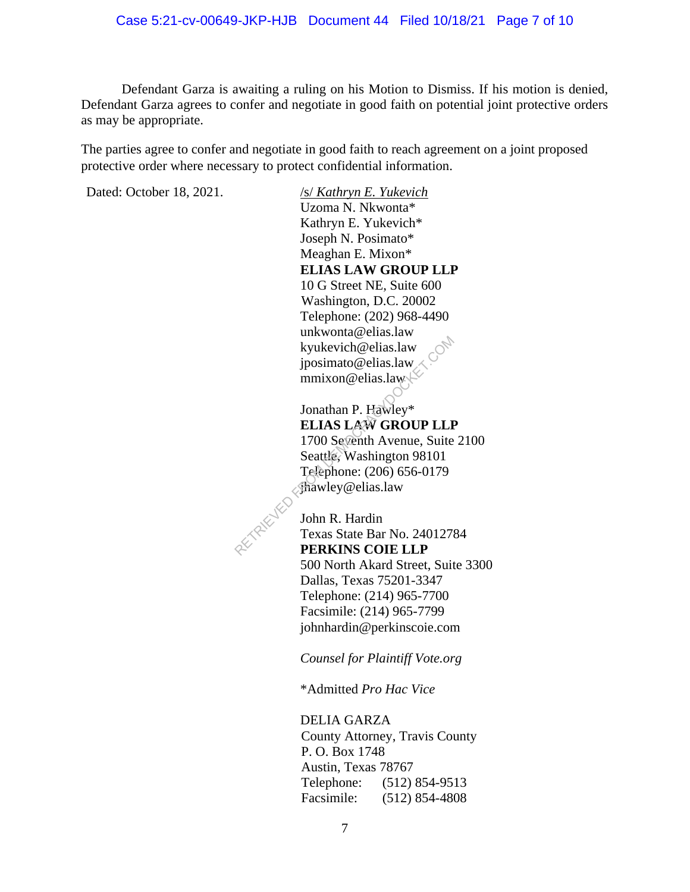Defendant Garza is awaiting a ruling on his Motion to Dismiss. If his motion is denied, Defendant Garza agrees to confer and negotiate in good faith on potential joint protective orders as may be appropriate.

The parties agree to confer and negotiate in good faith to reach agreement on a joint proposed protective order where necessary to protect confidential information.

Dated: October 18, 2021.

/s/ *Kathryn E. Yukevich*
Uzoma N. Nkwonta*
Kathryn E. Yukevich*
Joseph N. Posimato*
Meaghan E. Mixon*
**ELIAS LAW GROUP LLP**
10 G Street NE, Suite 600
Washington, D.C. 20002
Telephone: (202) 968-4490
unkwonta@elias.law
kyukevich@elias.law
jposimato@elias.law
mmixon@elias.law

Jonathan P. Hawley*
**ELIAS LAW GROUP LLP**
1700 Seventh Avenue, Suite 2100
Seattle, Washington 98101
Telephone: (206) 656-0179
jhawley@elias.law

John R. Hardin
Texas State Bar No. 24012784
**PERKINS COIE LLP**
500 North Akard Street, Suite 3300
Dallas, Texas 75201-3347
Telephone: (214) 965-7700
Facsimile: (214) 965-7799
johnhardin@perkinscoie.com

*Counsel for Plaintiff Vote.org*

*Admitted *Pro Hac Vice*

DELIA GARZA
County Attorney, Travis County
P. O. Box 1748
Austin, Texas 78767
Telephone: (512) 854-9513
Facsimile: (512) 854-4808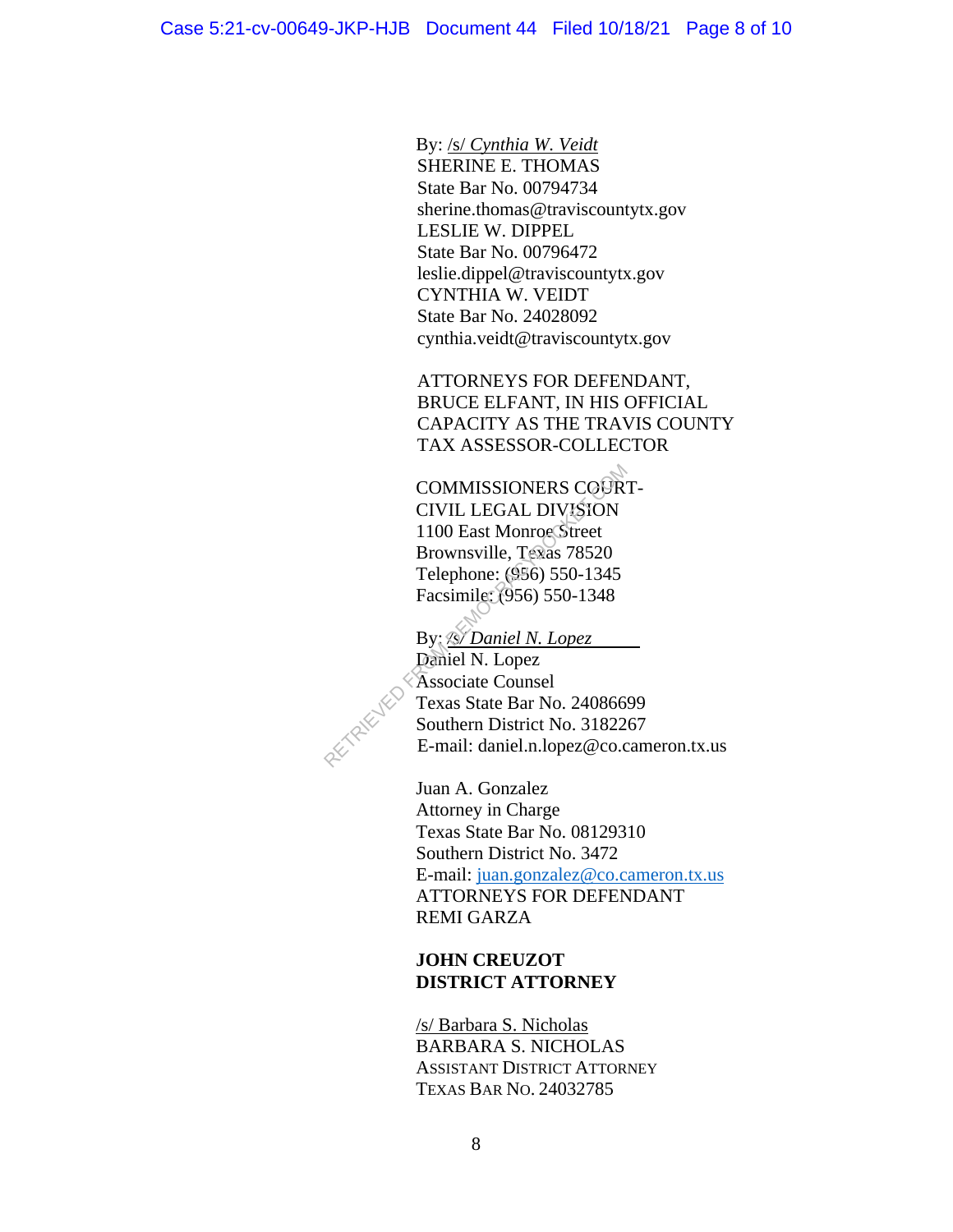By: /s/ *Cynthia W. Veidt*
SHERINE E. THOMAS
State Bar No. 00794734
sherine.thomas@traviscountytx.gov
LESLIE W. DIPPEL
State Bar No. 00796472
leslie.dippel@traviscountytx.gov
CYNTHIA W. VEIDT
State Bar No. 24028092
cynthia.veidt@traviscountytx.gov

ATTORNEYS FOR DEFENDANT, BRUCE ELFANT, IN HIS OFFICIAL CAPACITY AS THE TRAVIS COUNTY TAX ASSESSOR-COLLECTOR

COMMISSIONERS COURT-
CIVIL LEGAL DIVISION
1100 East Monroe Street
Brownsville, Texas 78520
Telephone: (956) 550-1345
Facsimile: (956) 550-1348

By: /s/ *Daniel N. Lopez*
Daniel N. Lopez
Associate Counsel
Texas State Bar No. 24086699
Southern District No. 3182267
E-mail: daniel.n.lopez@co.cameron.tx.us

Juan A. Gonzalez
Attorney in Charge
Texas State Bar No. 08129310
Southern District No. 3472
E-mail: juan.gonzalez@co.cameron.tx.us
ATTORNEYS FOR DEFENDANT REMI GARZA

**JOHN CREUZOT**
**DISTRICT ATTORNEY**

/s/ Barbara S. Nicholas
BARBARA S. NICHOLAS
ASSISTANT DISTRICT ATTORNEY
TEXAS BAR NO. 24032785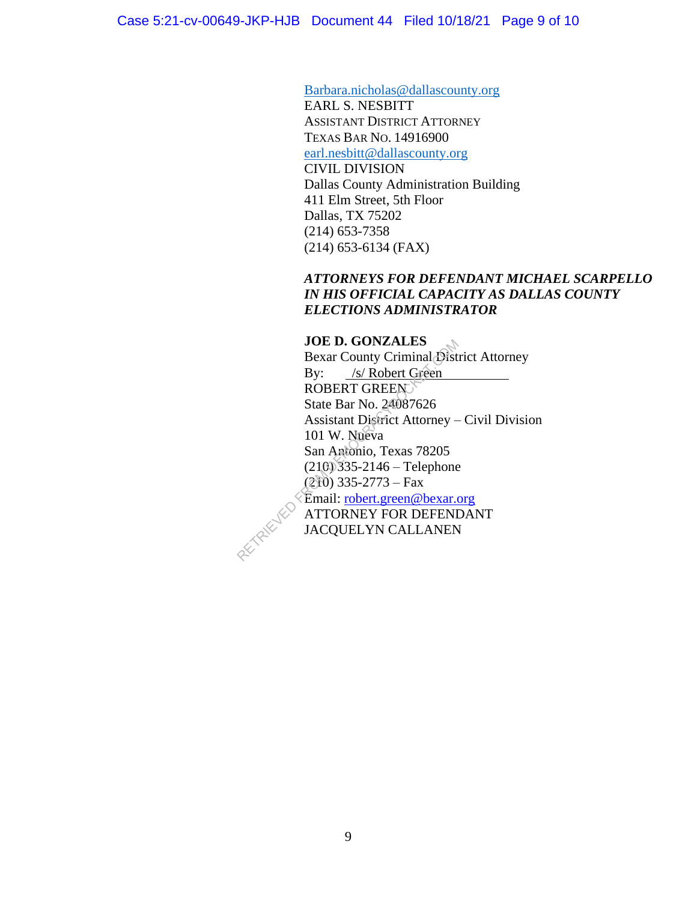Barbara.nicholas@dallascounty.org
EARL S. NESBITT
ASSISTANT DISTRICT ATTORNEY
TEXAS BAR NO. 14916900
earl.nesbitt@dallascounty.org
CIVIL DIVISION
Dallas County Administration Building
411 Elm Street, 5th Floor
Dallas, TX 75202
(214) 653-7358
(214) 653-6134 (FAX)

***ATTORNEYS FOR DEFENDANT MICHAEL SCARPELLO IN HIS OFFICIAL CAPACITY AS DALLAS COUNTY ELECTIONS ADMINISTRATOR***

**JOE D. GONZALES**
Bexar County Criminal District Attorney
By: /s/ Robert Green
ROBERT GREEN
State Bar No. 24087626
Assistant District Attorney – Civil Division
101 W. Nueva
San Antonio, Texas 78205
(210) 335-2146 – Telephone
(210) 335-2773 – Fax
Email: robert.green@bexar.org
ATTORNEY FOR DEFENDANT
JACQUELYN CALLANEN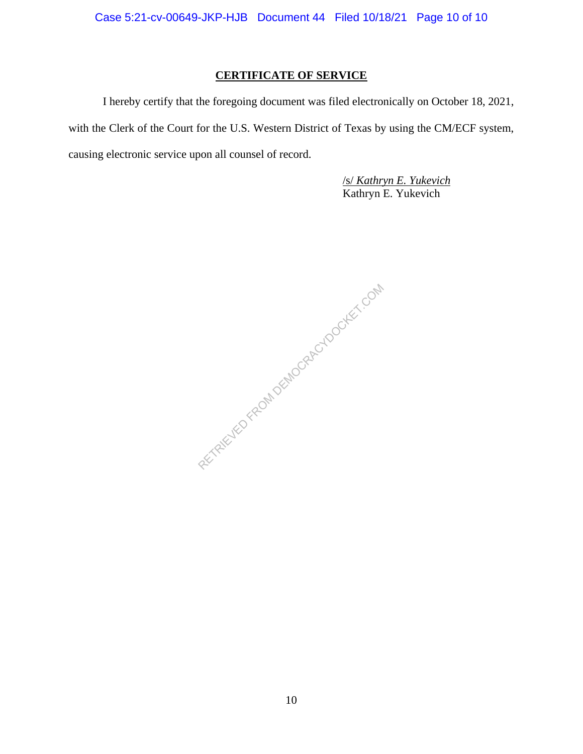## CERTIFICATE OF SERVICE

I hereby certify that the foregoing document was filed electronically on October 18, 2021, with the Clerk of the Court for the U.S. Western District of Texas by using the CM/ECF system, causing electronic service upon all counsel of record.

/s/ *Kathryn E. Yukevich*
Kathryn E. Yukevich